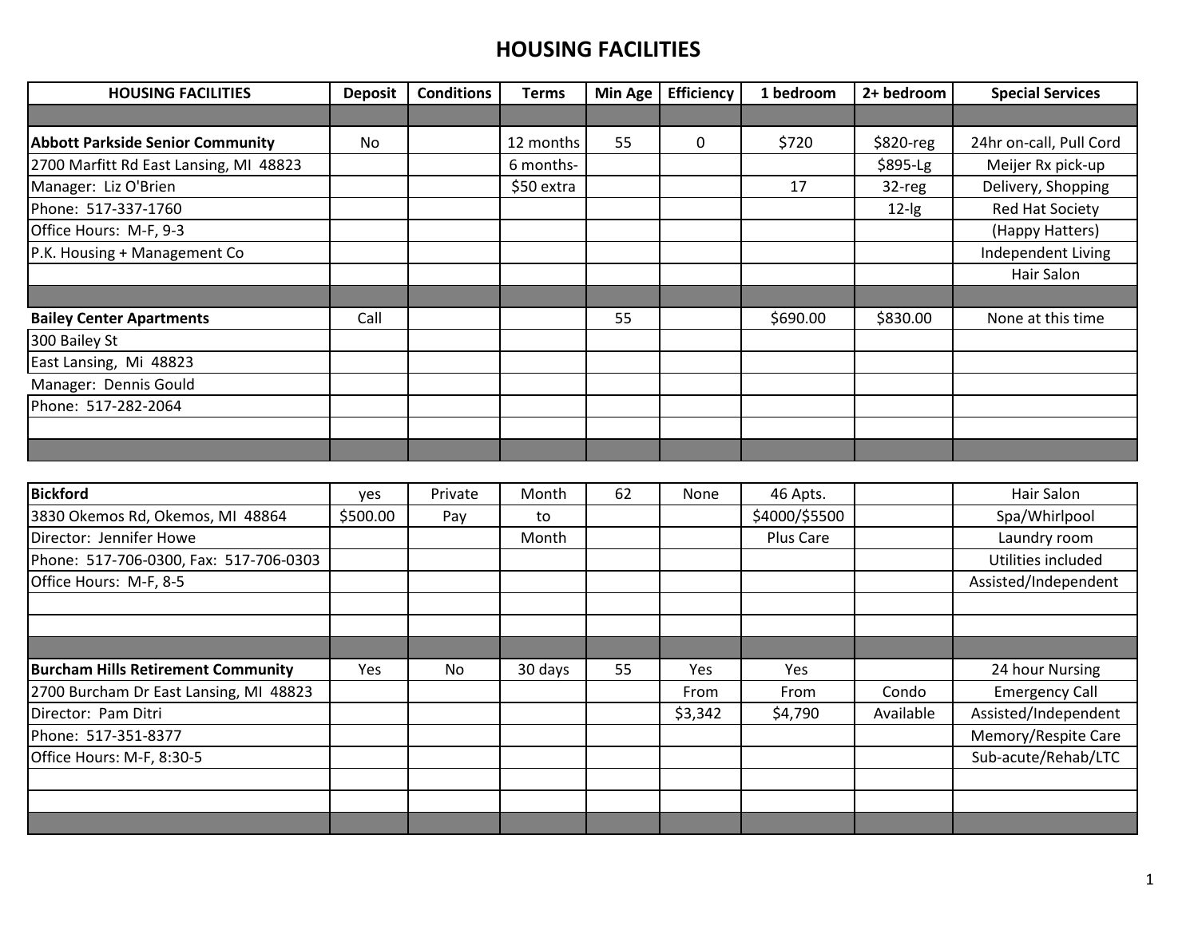# HOUSING FACILITIES

| HOUSING FACILITIES | Deposit | Conditions | Terms | Min Age | Efficiency | 1 bedroom | 2+ bedroom | Special Services |
|---|---|---|---|---|---|---|---|---|
| | | | | | | | | |
| **Abbott Parkside Senior Community** | No | | 12 months | 55 | 0 | $720 | $820-reg | 24hr on-call, Pull Cord |
| 2700 Marfitt Rd East Lansing, MI 48823 | | | 6 months- | | | | $895-Lg | Meijer Rx pick-up |
| Manager: Liz O'Brien | | | $50 extra | | | 17 | 32-reg | Delivery, Shopping |
| Phone: 517-337-1760 | | | | | | | 12-lg | Red Hat Society |
| Office Hours: M-F, 9-3 | | | | | | | | (Happy Hatters) |
| P.K. Housing + Management Co | | | | | | | | Independent Living |
| | | | | | | | | Hair Salon |
| | | | | | | | | |
| **Bailey Center Apartments** | Call | | | 55 | | $690.00 | $830.00 | None at this time |
| 300 Bailey St | | | | | | | | |
| East Lansing, Mi 48823 | | | | | | | | |
| Manager: Dennis Gould | | | | | | | | |
| Phone: 517-282-2064 | | | | | | | | |
| | | | | | | | | |
| | | | | | | | | |
| **Bickford** | yes | Private | Month | 62 | None | 46 Apts. | | Hair Salon |
| 3830 Okemos Rd, Okemos, MI 48864 | $500.00 | Pay | to | | | $4000/$5500 | | Spa/Whirlpool |
| Director: Jennifer Howe | | | Month | | | Plus Care | | Laundry room |
| Phone: 517-706-0300, Fax: 517-706-0303 | | | | | | | | Utilities included |
| Office Hours: M-F, 8-5 | | | | | | | | Assisted/Independent |
| | | | | | | | | |
| | | | | | | | | |
| | | | | | | | | |
| **Burcham Hills Retirement Community** | Yes | No | 30 days | 55 | Yes | Yes | | 24 hour Nursing |
| 2700 Burcham Dr East Lansing, MI 48823 | | | | | From | From | Condo | Emergency Call |
| Director: Pam Ditri | | | | | $3,342 | $4,790 | Available | Assisted/Independent |
| Phone: 517-351-8377 | | | | | | | | Memory/Respite Care |
| Office Hours: M-F, 8:30-5 | | | | | | | | Sub-acute/Rehab/LTC |
| | | | | | | | | |
| | | | | | | | | |
| | | | | | | | | |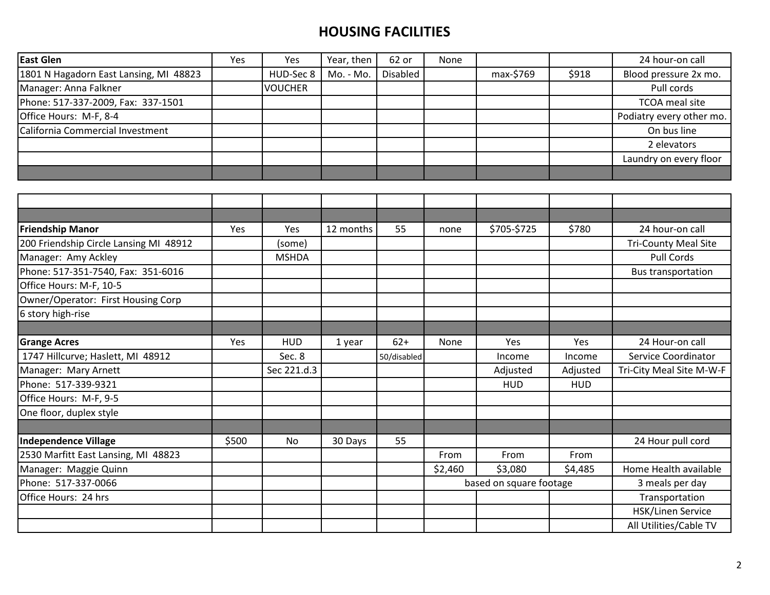# HOUSING FACILITIES

| | | | | | | | | |
|---|---|---|---|---|---|---|---|---|
| **East Glen** | Yes | Yes | Year, then | 62 or | None | | | 24 hour-on call |
| 1801 N Hagadorn East Lansing, MI 48823 | | HUD-Sec 8 | Mo. - Mo. | Disabled | | max-$769 | $918 | Blood pressure 2x mo. |
| Manager: Anna Falkner | | VOUCHER | | | | | | Pull cords |
| Phone: 517-337-2009, Fax: 337-1501 | | | | | | | | TCOA meal site |
| Office Hours: M-F, 8-4 | | | | | | | | Podiatry every other mo. |
| California Commercial Investment | | | | | | | | On bus line |
| | | | | | | | | 2 elevators |
| | | | | | | | | Laundry on every floor |
| | | | | | | | | |

| | | | | | | | | |
|---|---|---|---|---|---|---|---|---|
| | | | | | | | | |
| | | | | | | | | |
| **Friendship Manor** | Yes | Yes | 12 months | 55 | none | $705-$725 | $780 | 24 hour-on call |
| 200 Friendship Circle Lansing MI 48912 | | (some) | | | | | | Tri-County Meal Site |
| Manager: Amy Ackley | | MSHDA | | | | | | Pull Cords |
| Phone: 517-351-7540, Fax: 351-6016 | | | | | | | | Bus transportation |
| Office Hours: M-F, 10-5 | | | | | | | | |
| Owner/Operator: First Housing Corp | | | | | | | | |
| 6 story high-rise | | | | | | | | |
| | | | | | | | | |
| **Grange Acres** | Yes | HUD | 1 year | 62+ | None | Yes | Yes | 24 Hour-on call |
| 1747 Hillcurve; Haslett, MI 48912 | | Sec. 8 | | 50/disabled | | Income | Income | Service Coordinator |
| Manager: Mary Arnett | | Sec 221.d.3 | | | | Adjusted | Adjusted | Tri-City Meal Site M-W-F |
| Phone: 517-339-9321 | | | | | | HUD | HUD | |
| Office Hours: M-F, 9-5 | | | | | | | | |
| One floor, duplex style | | | | | | | | |
| | | | | | | | | |
| **Independence Village** | $500 | No | 30 Days | 55 | | | | 24 Hour pull cord |
| 2530 Marfitt East Lansing, MI 48823 | | | | | From | From | From | |
| Manager: Maggie Quinn | | | | | $2,460 | $3,080 | $4,485 | Home Health available |
| Phone: 517-337-0066 | | | | | based on square footage | | | 3 meals per day |
| Office Hours: 24 hrs | | | | | | | | Transportation |
| | | | | | | | | HSK/Linen Service |
| | | | | | | | | All Utilities/Cable TV |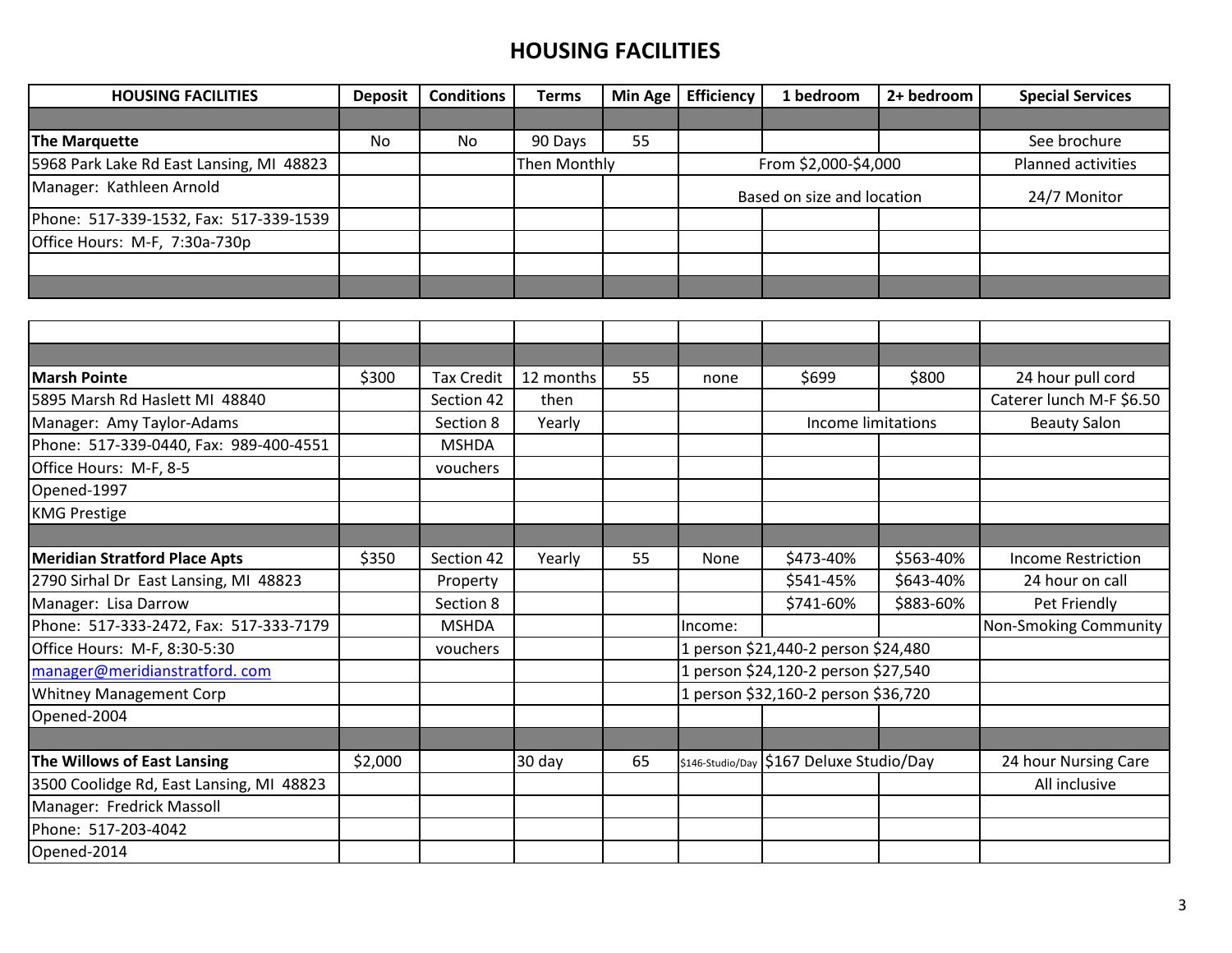# HOUSING FACILITIES

| HOUSING FACILITIES | Deposit | Conditions | Terms | Min Age | Efficiency | 1 bedroom | 2+ bedroom | Special Services |
|---|---|---|---|---|---|---|---|---|
| | | | | | | | | |
| **The Marquette** | No | No | 90 Days | 55 | | | | See brochure |
| 5968 Park Lake Rd East Lansing, MI 48823 | | | Then Monthly | | From $2,000-$4,000 | | | Planned activities |
| Manager: Kathleen Arnold | | | | | Based on size and location | | | 24/7 Monitor |
| Phone: 517-339-1532, Fax: 517-339-1539 | | | | | | | | |
| Office Hours: M-F, 7:30a-730p | | | | | | | | |
| | | | | | | | | |
| | | | | | | | | |
| | | | | | | | | |
| **Marsh Pointe** | $300 | Tax Credit | 12 months | 55 | none | $699 | $800 | 24 hour pull cord |
| 5895 Marsh Rd Haslett MI 48840 | | Section 42 | then | | | | | Caterer lunch M-F $6.50 |
| Manager: Amy Taylor-Adams | | Section 8 | Yearly | | | Income limitations | | Beauty Salon |
| Phone: 517-339-0440, Fax: 989-400-4551 | | MSHDA | | | | | | |
| Office Hours: M-F, 8-5 | | vouchers | | | | | | |
| Opened-1997 | | | | | | | | |
| KMG Prestige | | | | | | | | |
| | | | | | | | | |
| **Meridian Stratford Place Apts** | $350 | Section 42 | Yearly | 55 | None | $473-40% | $563-40% | Income Restriction |
| 2790 Sirhal Dr East Lansing, MI 48823 | | Property | | | | $541-45% | $643-40% | 24 hour on call |
| Manager: Lisa Darrow | | Section 8 | | | | $741-60% | $883-60% | Pet Friendly |
| Phone: 517-333-2472, Fax: 517-333-7179 | | MSHDA | | | Income: | | | Non-Smoking Community |
| Office Hours: M-F, 8:30-5:30 | | vouchers | | | 1 person $21,440-2 person $24,480 | | | |
| manager@meridianstratford. com | | | | | 1 person $24,120-2 person $27,540 | | | |
| Whitney Management Corp | | | | | 1 person $32,160-2 person $36,720 | | | |
| Opened-2004 | | | | | | | | |
| | | | | | | | | |
| **The Willows of East Lansing** | $2,000 | | 30 day | 65 | $146-Studio/Day | $167 Deluxe Studio/Day | | 24 hour Nursing Care |
| 3500 Coolidge Rd, East Lansing, MI 48823 | | | | | | | | All inclusive |
| Manager: Fredrick Massoll | | | | | | | | |
| Phone: 517-203-4042 | | | | | | | | |
| Opened-2014 | | | | | | | | |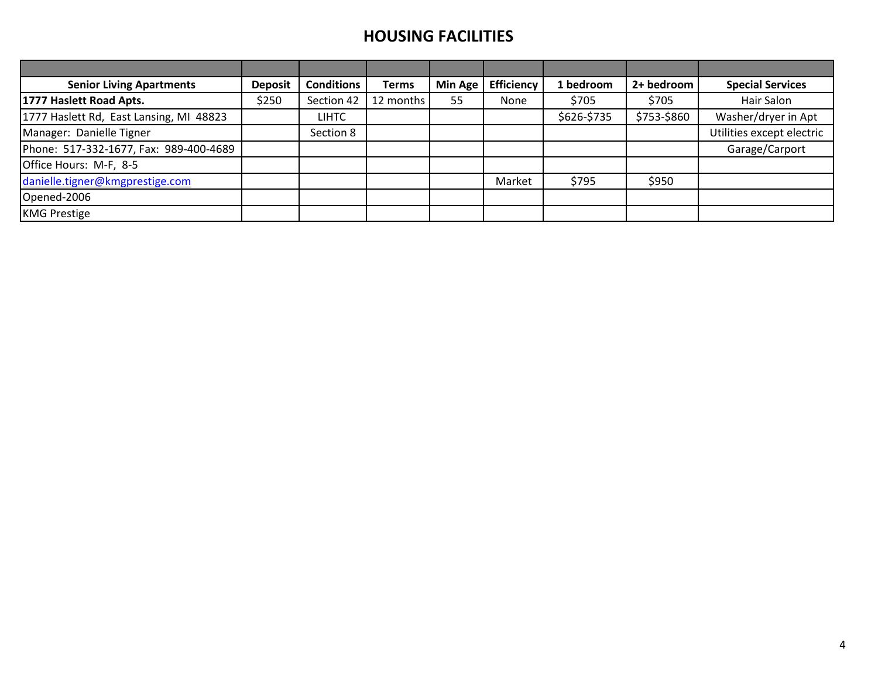# HOUSING FACILITIES

| | | | | | | | | |
|---|---|---|---|---|---|---|---|---|
| **Senior Living Apartments** | **Deposit** | **Conditions** | **Terms** | **Min Age** | **Efficiency** | **1 bedroom** | **2+ bedroom** | **Special Services** |
| **1777 Haslett Road Apts.** | $250 | Section 42 | 12 months | 55 | None | $705 | $705 | Hair Salon |
| 1777 Haslett Rd, East Lansing, MI 48823 | | LIHTC | | | | $626-$735 | $753-$860 | Washer/dryer in Apt |
| Manager: Danielle Tigner | | Section 8 | | | | | | Utilities except electric |
| Phone: 517-332-1677, Fax: 989-400-4689 | | | | | | | | Garage/Carport |
| Office Hours: M-F, 8-5 | | | | | | | | |
| danielle.tigner@kmgprestige.com | | | | | Market | $795 | $950 | |
| Opened-2006 | | | | | | | | |
| KMG Prestige | | | | | | | | |